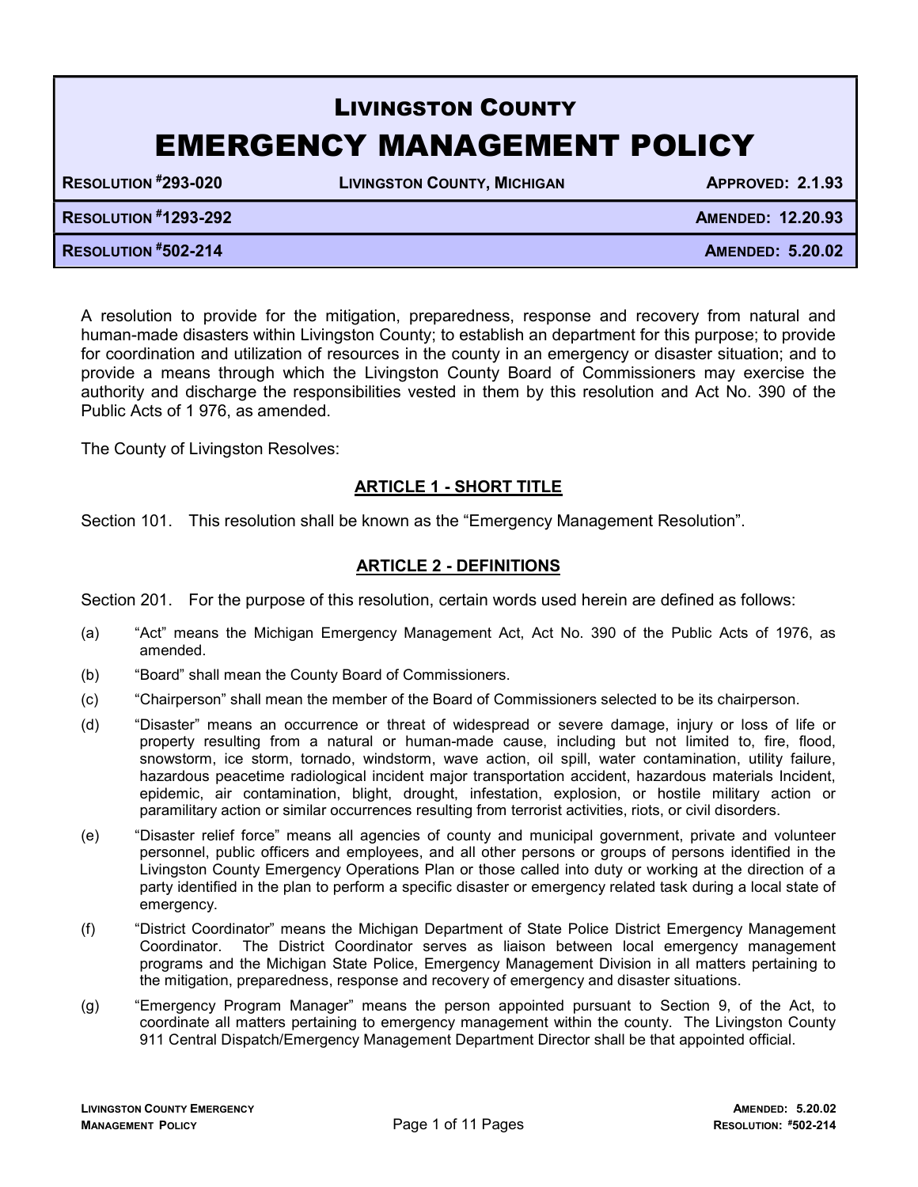# LIVINGSTON COUNTY
# EMERGENCY MANAGEMENT POLICY

| RESOLUTION #293-020 | LIVINGSTON COUNTY, MICHIGAN | APPROVED: 2.1.93 |
|---|---|---|
| RESOLUTION #1293-292 | | AMENDED: 12.20.93 |
| RESOLUTION #502-214 | | AMENDED: 5.20.02 |

A resolution to provide for the mitigation, preparedness, response and recovery from natural and human-made disasters within Livingston County; to establish an department for this purpose; to provide for coordination and utilization of resources in the county in an emergency or disaster situation; and to provide a means through which the Livingston County Board of Commissioners may exercise the authority and discharge the responsibilities vested in them by this resolution and Act No. 390 of the Public Acts of 1 976, as amended.

The County of Livingston Resolves:

## ARTICLE 1 - SHORT TITLE

Section 101. This resolution shall be known as the "Emergency Management Resolution".

## ARTICLE 2 - DEFINITIONS

Section 201. For the purpose of this resolution, certain words used herein are defined as follows:

(a) "Act" means the Michigan Emergency Management Act, Act No. 390 of the Public Acts of 1976, as amended.

(b) "Board" shall mean the County Board of Commissioners.

(c) "Chairperson" shall mean the member of the Board of Commissioners selected to be its chairperson.

(d) "Disaster" means an occurrence or threat of widespread or severe damage, injury or loss of life or property resulting from a natural or human-made cause, including but not limited to, fire, flood, snowstorm, ice storm, tornado, windstorm, wave action, oil spill, water contamination, utility failure, hazardous peacetime radiological incident major transportation accident, hazardous materials Incident, epidemic, air contamination, blight, drought, infestation, explosion, or hostile military action or paramilitary action or similar occurrences resulting from terrorist activities, riots, or civil disorders.

(e) "Disaster relief force" means all agencies of county and municipal government, private and volunteer personnel, public officers and employees, and all other persons or groups of persons identified in the Livingston County Emergency Operations Plan or those called into duty or working at the direction of a party identified in the plan to perform a specific disaster or emergency related task during a local state of emergency.

(f) "District Coordinator" means the Michigan Department of State Police District Emergency Management Coordinator. The District Coordinator serves as liaison between local emergency management programs and the Michigan State Police, Emergency Management Division in all matters pertaining to the mitigation, preparedness, response and recovery of emergency and disaster situations.

(g) "Emergency Program Manager" means the person appointed pursuant to Section 9, of the Act, to coordinate all matters pertaining to emergency management within the county. The Livingston County 911 Central Dispatch/Emergency Management Department Director shall be that appointed official.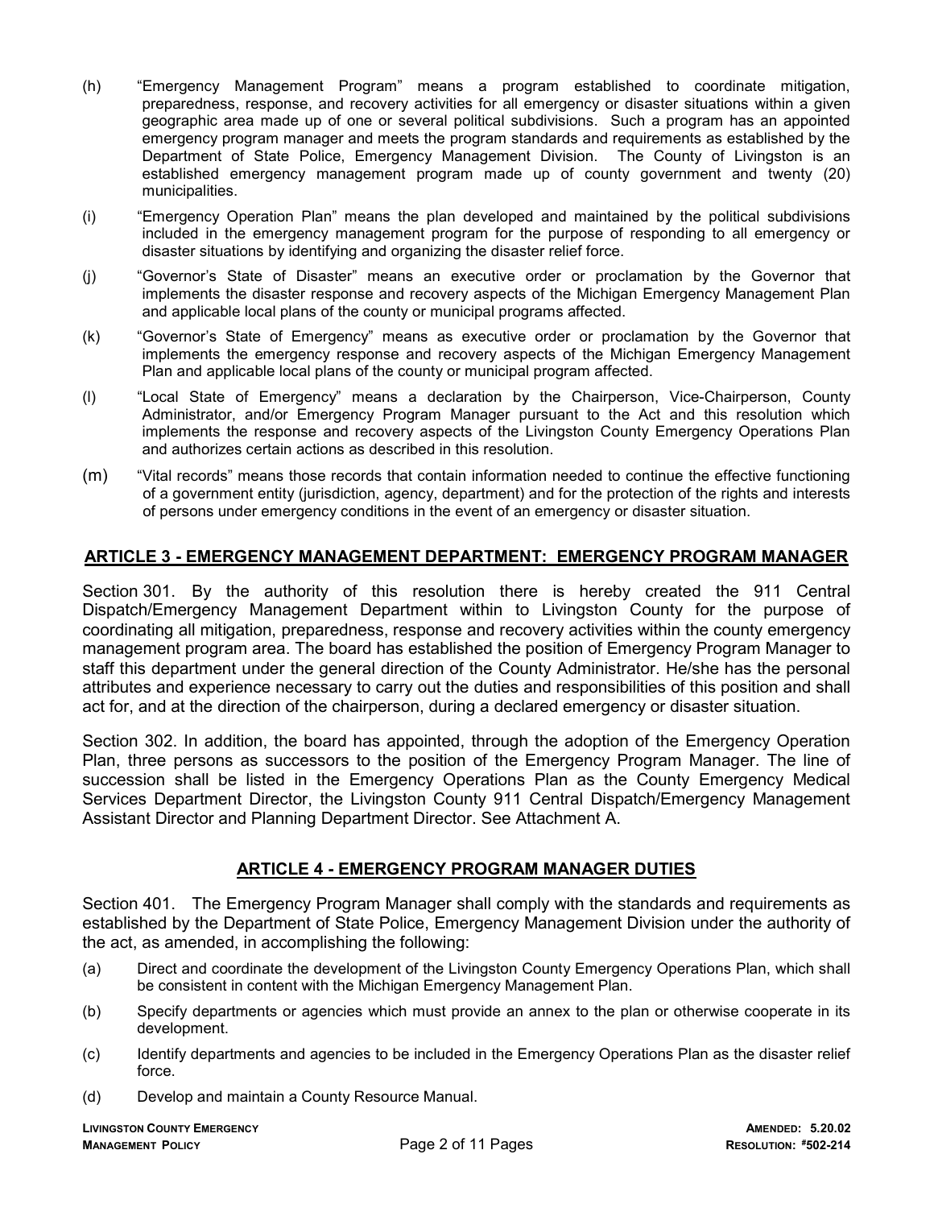(h) "Emergency Management Program" means a program established to coordinate mitigation, preparedness, response, and recovery activities for all emergency or disaster situations within a given geographic area made up of one or several political subdivisions. Such a program has an appointed emergency program manager and meets the program standards and requirements as established by the Department of State Police, Emergency Management Division. The County of Livingston is an established emergency management program made up of county government and twenty (20) municipalities.

(i) "Emergency Operation Plan" means the plan developed and maintained by the political subdivisions included in the emergency management program for the purpose of responding to all emergency or disaster situations by identifying and organizing the disaster relief force.

(j) "Governor's State of Disaster" means an executive order or proclamation by the Governor that implements the disaster response and recovery aspects of the Michigan Emergency Management Plan and applicable local plans of the county or municipal programs affected.

(k) "Governor's State of Emergency" means as executive order or proclamation by the Governor that implements the emergency response and recovery aspects of the Michigan Emergency Management Plan and applicable local plans of the county or municipal program affected.

(l) "Local State of Emergency" means a declaration by the Chairperson, Vice-Chairperson, County Administrator, and/or Emergency Program Manager pursuant to the Act and this resolution which implements the response and recovery aspects of the Livingston County Emergency Operations Plan and authorizes certain actions as described in this resolution.

(m) "Vital records" means those records that contain information needed to continue the effective functioning of a government entity (jurisdiction, agency, department) and for the protection of the rights and interests of persons under emergency conditions in the event of an emergency or disaster situation.

## ARTICLE 3 - EMERGENCY MANAGEMENT DEPARTMENT: EMERGENCY PROGRAM MANAGER

Section 301. By the authority of this resolution there is hereby created the 911 Central Dispatch/Emergency Management Department within to Livingston County for the purpose of coordinating all mitigation, preparedness, response and recovery activities within the county emergency management program area. The board has established the position of Emergency Program Manager to staff this department under the general direction of the County Administrator. He/she has the personal attributes and experience necessary to carry out the duties and responsibilities of this position and shall act for, and at the direction of the chairperson, during a declared emergency or disaster situation.

Section 302. In addition, the board has appointed, through the adoption of the Emergency Operation Plan, three persons as successors to the position of the Emergency Program Manager. The line of succession shall be listed in the Emergency Operations Plan as the County Emergency Medical Services Department Director, the Livingston County 911 Central Dispatch/Emergency Management Assistant Director and Planning Department Director. See Attachment A.

## ARTICLE 4 - EMERGENCY PROGRAM MANAGER DUTIES

Section 401. The Emergency Program Manager shall comply with the standards and requirements as established by the Department of State Police, Emergency Management Division under the authority of the act, as amended, in accomplishing the following:

(a) Direct and coordinate the development of the Livingston County Emergency Operations Plan, which shall be consistent in content with the Michigan Emergency Management Plan.

(b) Specify departments or agencies which must provide an annex to the plan or otherwise cooperate in its development.

(c) Identify departments and agencies to be included in the Emergency Operations Plan as the disaster relief force.

(d) Develop and maintain a County Resource Manual.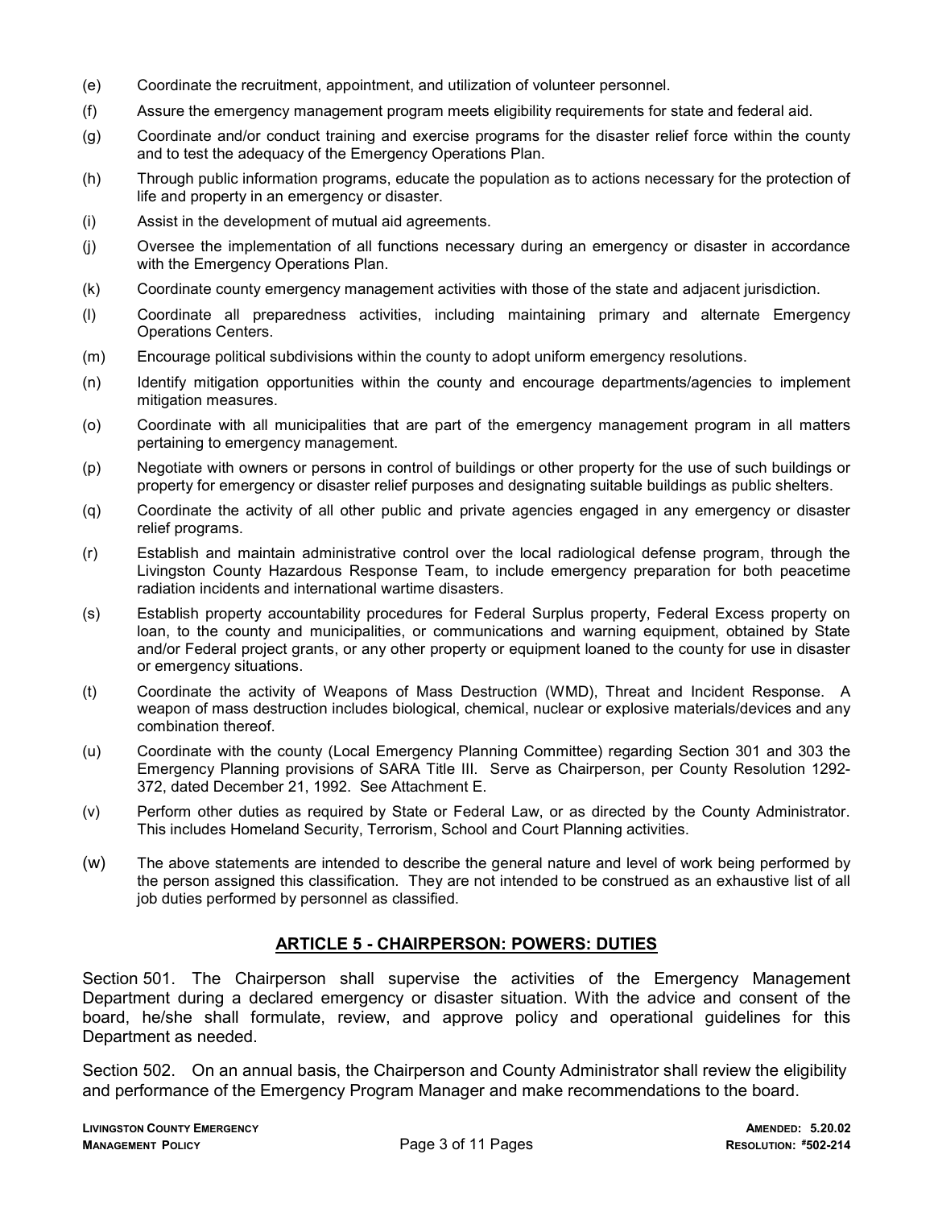(e) Coordinate the recruitment, appointment, and utilization of volunteer personnel.

(f) Assure the emergency management program meets eligibility requirements for state and federal aid.

(g) Coordinate and/or conduct training and exercise programs for the disaster relief force within the county and to test the adequacy of the Emergency Operations Plan.

(h) Through public information programs, educate the population as to actions necessary for the protection of life and property in an emergency or disaster.

(i) Assist in the development of mutual aid agreements.

(j) Oversee the implementation of all functions necessary during an emergency or disaster in accordance with the Emergency Operations Plan.

(k) Coordinate county emergency management activities with those of the state and adjacent jurisdiction.

(l) Coordinate all preparedness activities, including maintaining primary and alternate Emergency Operations Centers.

(m) Encourage political subdivisions within the county to adopt uniform emergency resolutions.

(n) Identify mitigation opportunities within the county and encourage departments/agencies to implement mitigation measures.

(o) Coordinate with all municipalities that are part of the emergency management program in all matters pertaining to emergency management.

(p) Negotiate with owners or persons in control of buildings or other property for the use of such buildings or property for emergency or disaster relief purposes and designating suitable buildings as public shelters.

(q) Coordinate the activity of all other public and private agencies engaged in any emergency or disaster relief programs.

(r) Establish and maintain administrative control over the local radiological defense program, through the Livingston County Hazardous Response Team, to include emergency preparation for both peacetime radiation incidents and international wartime disasters.

(s) Establish property accountability procedures for Federal Surplus property, Federal Excess property on loan, to the county and municipalities, or communications and warning equipment, obtained by State and/or Federal project grants, or any other property or equipment loaned to the county for use in disaster or emergency situations.

(t) Coordinate the activity of Weapons of Mass Destruction (WMD), Threat and Incident Response. A weapon of mass destruction includes biological, chemical, nuclear or explosive materials/devices and any combination thereof.

(u) Coordinate with the county (Local Emergency Planning Committee) regarding Section 301 and 303 the Emergency Planning provisions of SARA Title III. Serve as Chairperson, per County Resolution 1292-372, dated December 21, 1992. See Attachment E.

(v) Perform other duties as required by State or Federal Law, or as directed by the County Administrator. This includes Homeland Security, Terrorism, School and Court Planning activities.

(w) The above statements are intended to describe the general nature and level of work being performed by the person assigned this classification. They are not intended to be construed as an exhaustive list of all job duties performed by personnel as classified.

## ARTICLE 5 - CHAIRPERSON: POWERS: DUTIES

Section 501. The Chairperson shall supervise the activities of the Emergency Management Department during a declared emergency or disaster situation. With the advice and consent of the board, he/she shall formulate, review, and approve policy and operational guidelines for this Department as needed.

Section 502. On an annual basis, the Chairperson and County Administrator shall review the eligibility and performance of the Emergency Program Manager and make recommendations to the board.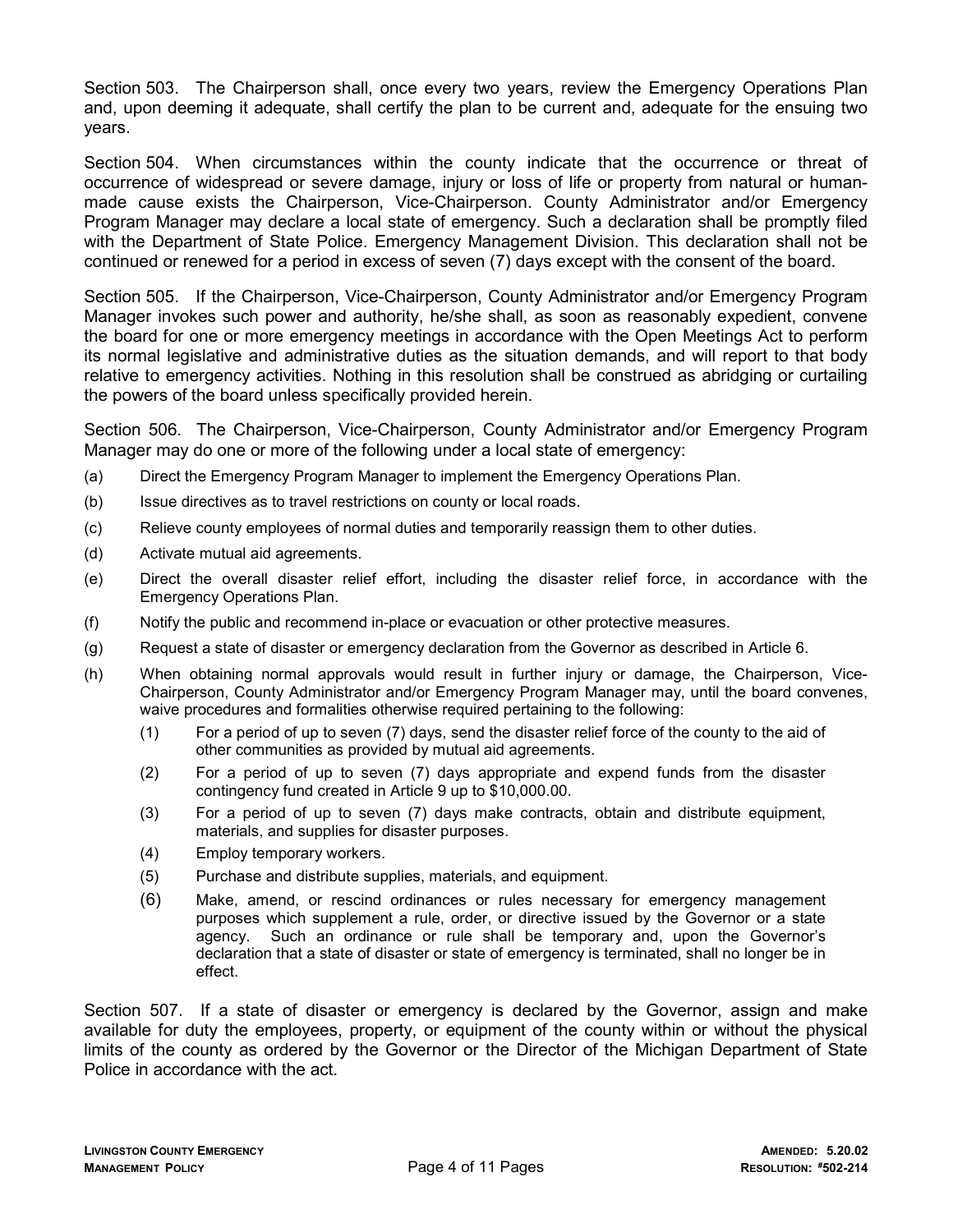Section 503. The Chairperson shall, once every two years, review the Emergency Operations Plan and, upon deeming it adequate, shall certify the plan to be current and, adequate for the ensuing two years.

Section 504. When circumstances within the county indicate that the occurrence or threat of occurrence of widespread or severe damage, injury or loss of life or property from natural or human-made cause exists the Chairperson, Vice-Chairperson. County Administrator and/or Emergency Program Manager may declare a local state of emergency. Such a declaration shall be promptly filed with the Department of State Police. Emergency Management Division. This declaration shall not be continued or renewed for a period in excess of seven (7) days except with the consent of the board.

Section 505. If the Chairperson, Vice-Chairperson, County Administrator and/or Emergency Program Manager invokes such power and authority, he/she shall, as soon as reasonably expedient, convene the board for one or more emergency meetings in accordance with the Open Meetings Act to perform its normal legislative and administrative duties as the situation demands, and will report to that body relative to emergency activities. Nothing in this resolution shall be construed as abridging or curtailing the powers of the board unless specifically provided herein.

Section 506. The Chairperson, Vice-Chairperson, County Administrator and/or Emergency Program Manager may do one or more of the following under a local state of emergency:

(a) Direct the Emergency Program Manager to implement the Emergency Operations Plan.

(b) Issue directives as to travel restrictions on county or local roads.

(c) Relieve county employees of normal duties and temporarily reassign them to other duties.

(d) Activate mutual aid agreements.

(e) Direct the overall disaster relief effort, including the disaster relief force, in accordance with the Emergency Operations Plan.

(f) Notify the public and recommend in-place or evacuation or other protective measures.

(g) Request a state of disaster or emergency declaration from the Governor as described in Article 6.

(h) When obtaining normal approvals would result in further injury or damage, the Chairperson, Vice-Chairperson, County Administrator and/or Emergency Program Manager may, until the board convenes, waive procedures and formalities otherwise required pertaining to the following:

    (1) For a period of up to seven (7) days, send the disaster relief force of the county to the aid of other communities as provided by mutual aid agreements.

    (2) For a period of up to seven (7) days appropriate and expend funds from the disaster contingency fund created in Article 9 up to $10,000.00.

    (3) For a period of up to seven (7) days make contracts, obtain and distribute equipment, materials, and supplies for disaster purposes.

    (4) Employ temporary workers.

    (5) Purchase and distribute supplies, materials, and equipment.

    (6) Make, amend, or rescind ordinances or rules necessary for emergency management purposes which supplement a rule, order, or directive issued by the Governor or a state agency. Such an ordinance or rule shall be temporary and, upon the Governor's declaration that a state of disaster or state of emergency is terminated, shall no longer be in effect.

Section 507. If a state of disaster or emergency is declared by the Governor, assign and make available for duty the employees, property, or equipment of the county within or without the physical limits of the county as ordered by the Governor or the Director of the Michigan Department of State Police in accordance with the act.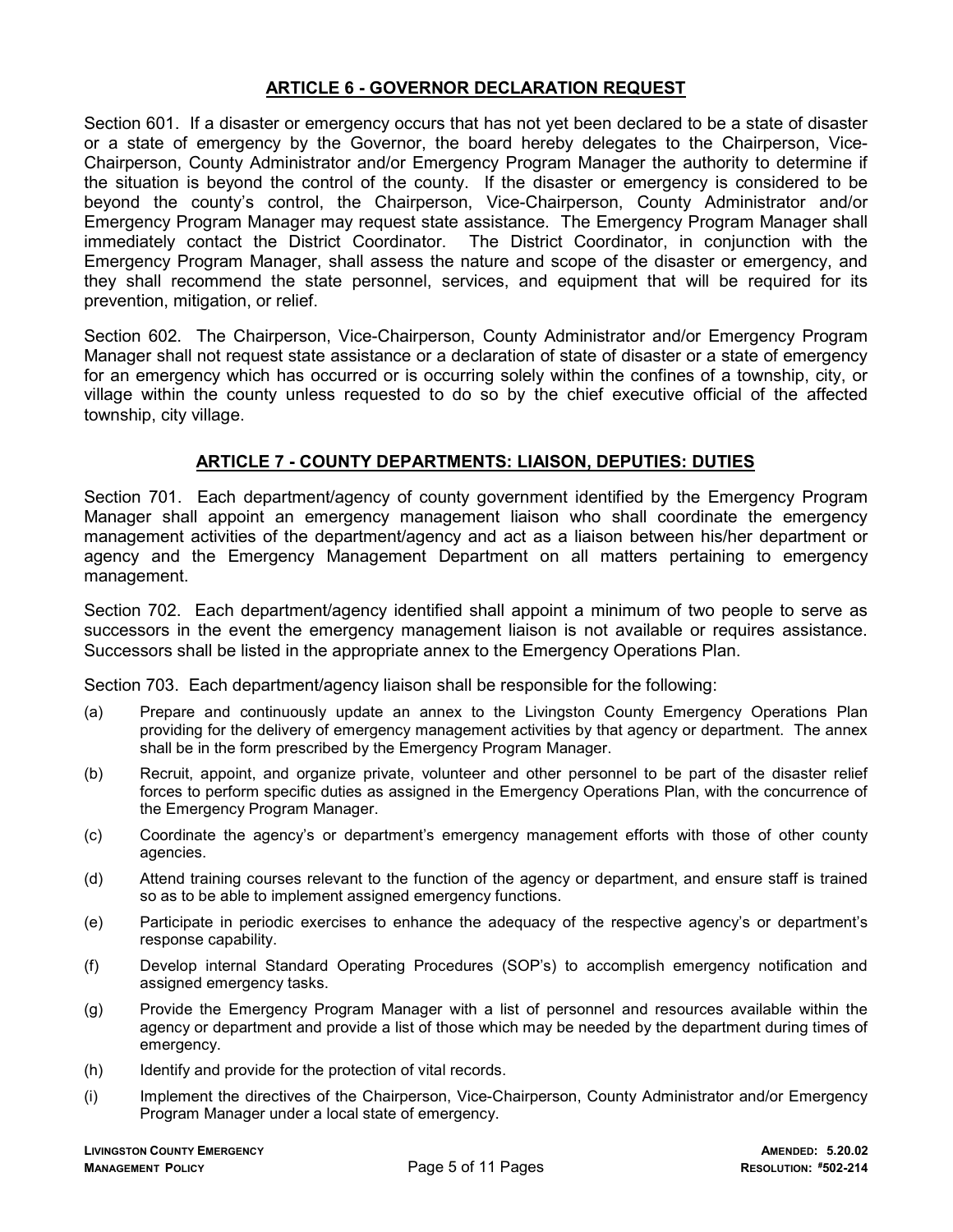## ARTICLE 6 - GOVERNOR DECLARATION REQUEST

Section 601. If a disaster or emergency occurs that has not yet been declared to be a state of disaster or a state of emergency by the Governor, the board hereby delegates to the Chairperson, Vice-Chairperson, County Administrator and/or Emergency Program Manager the authority to determine if the situation is beyond the control of the county. If the disaster or emergency is considered to be beyond the county's control, the Chairperson, Vice-Chairperson, County Administrator and/or Emergency Program Manager may request state assistance. The Emergency Program Manager shall immediately contact the District Coordinator. The District Coordinator, in conjunction with the Emergency Program Manager, shall assess the nature and scope of the disaster or emergency, and they shall recommend the state personnel, services, and equipment that will be required for its prevention, mitigation, or relief.

Section 602. The Chairperson, Vice-Chairperson, County Administrator and/or Emergency Program Manager shall not request state assistance or a declaration of state of disaster or a state of emergency for an emergency which has occurred or is occurring solely within the confines of a township, city, or village within the county unless requested to do so by the chief executive official of the affected township, city village.

## ARTICLE 7 - COUNTY DEPARTMENTS: LIAISON, DEPUTIES: DUTIES

Section 701. Each department/agency of county government identified by the Emergency Program Manager shall appoint an emergency management liaison who shall coordinate the emergency management activities of the department/agency and act as a liaison between his/her department or agency and the Emergency Management Department on all matters pertaining to emergency management.

Section 702. Each department/agency identified shall appoint a minimum of two people to serve as successors in the event the emergency management liaison is not available or requires assistance. Successors shall be listed in the appropriate annex to the Emergency Operations Plan.

Section 703. Each department/agency liaison shall be responsible for the following:

(a) Prepare and continuously update an annex to the Livingston County Emergency Operations Plan providing for the delivery of emergency management activities by that agency or department. The annex shall be in the form prescribed by the Emergency Program Manager.

(b) Recruit, appoint, and organize private, volunteer and other personnel to be part of the disaster relief forces to perform specific duties as assigned in the Emergency Operations Plan, with the concurrence of the Emergency Program Manager.

(c) Coordinate the agency's or department's emergency management efforts with those of other county agencies.

(d) Attend training courses relevant to the function of the agency or department, and ensure staff is trained so as to be able to implement assigned emergency functions.

(e) Participate in periodic exercises to enhance the adequacy of the respective agency's or department's response capability.

(f) Develop internal Standard Operating Procedures (SOP's) to accomplish emergency notification and assigned emergency tasks.

(g) Provide the Emergency Program Manager with a list of personnel and resources available within the agency or department and provide a list of those which may be needed by the department during times of emergency.

(h) Identify and provide for the protection of vital records.

(i) Implement the directives of the Chairperson, Vice-Chairperson, County Administrator and/or Emergency Program Manager under a local state of emergency.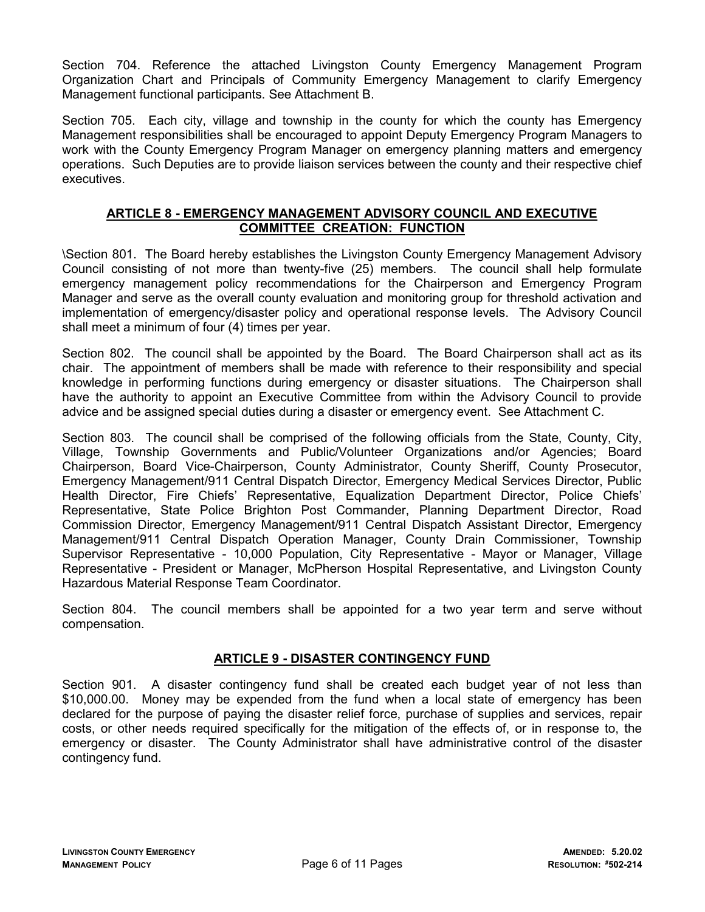Section 704. Reference the attached Livingston County Emergency Management Program Organization Chart and Principals of Community Emergency Management to clarify Emergency Management functional participants. See Attachment B.

Section 705. Each city, village and township in the county for which the county has Emergency Management responsibilities shall be encouraged to appoint Deputy Emergency Program Managers to work with the County Emergency Program Manager on emergency planning matters and emergency operations. Such Deputies are to provide liaison services between the county and their respective chief executives.

## ARTICLE 8 - EMERGENCY MANAGEMENT ADVISORY COUNCIL AND EXECUTIVE COMMITTEE CREATION: FUNCTION

\Section 801. The Board hereby establishes the Livingston County Emergency Management Advisory Council consisting of not more than twenty-five (25) members. The council shall help formulate emergency management policy recommendations for the Chairperson and Emergency Program Manager and serve as the overall county evaluation and monitoring group for threshold activation and implementation of emergency/disaster policy and operational response levels. The Advisory Council shall meet a minimum of four (4) times per year.

Section 802. The council shall be appointed by the Board. The Board Chairperson shall act as its chair. The appointment of members shall be made with reference to their responsibility and special knowledge in performing functions during emergency or disaster situations. The Chairperson shall have the authority to appoint an Executive Committee from within the Advisory Council to provide advice and be assigned special duties during a disaster or emergency event. See Attachment C.

Section 803. The council shall be comprised of the following officials from the State, County, City, Village, Township Governments and Public/Volunteer Organizations and/or Agencies; Board Chairperson, Board Vice-Chairperson, County Administrator, County Sheriff, County Prosecutor, Emergency Management/911 Central Dispatch Director, Emergency Medical Services Director, Public Health Director, Fire Chiefs' Representative, Equalization Department Director, Police Chiefs' Representative, State Police Brighton Post Commander, Planning Department Director, Road Commission Director, Emergency Management/911 Central Dispatch Assistant Director, Emergency Management/911 Central Dispatch Operation Manager, County Drain Commissioner, Township Supervisor Representative - 10,000 Population, City Representative - Mayor or Manager, Village Representative - President or Manager, McPherson Hospital Representative, and Livingston County Hazardous Material Response Team Coordinator.

Section 804. The council members shall be appointed for a two year term and serve without compensation.

## ARTICLE 9 - DISASTER CONTINGENCY FUND

Section 901. A disaster contingency fund shall be created each budget year of not less than $10,000.00. Money may be expended from the fund when a local state of emergency has been declared for the purpose of paying the disaster relief force, purchase of supplies and services, repair costs, or other needs required specifically for the mitigation of the effects of, or in response to, the emergency or disaster. The County Administrator shall have administrative control of the disaster contingency fund.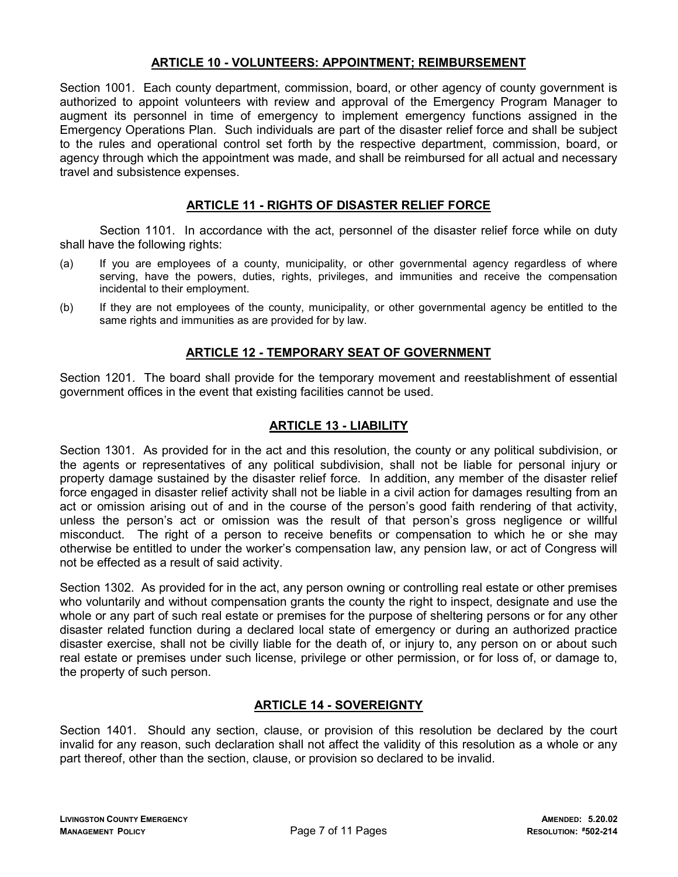## ARTICLE 10 - VOLUNTEERS: APPOINTMENT; REIMBURSEMENT

Section 1001. Each county department, commission, board, or other agency of county government is authorized to appoint volunteers with review and approval of the Emergency Program Manager to augment its personnel in time of emergency to implement emergency functions assigned in the Emergency Operations Plan. Such individuals are part of the disaster relief force and shall be subject to the rules and operational control set forth by the respective department, commission, board, or agency through which the appointment was made, and shall be reimbursed for all actual and necessary travel and subsistence expenses.

## ARTICLE 11 - RIGHTS OF DISASTER RELIEF FORCE

Section 1101. In accordance with the act, personnel of the disaster relief force while on duty shall have the following rights:

(a) If you are employees of a county, municipality, or other governmental agency regardless of where serving, have the powers, duties, rights, privileges, and immunities and receive the compensation incidental to their employment.

(b) If they are not employees of the county, municipality, or other governmental agency be entitled to the same rights and immunities as are provided for by law.

## ARTICLE 12 - TEMPORARY SEAT OF GOVERNMENT

Section 1201. The board shall provide for the temporary movement and reestablishment of essential government offices in the event that existing facilities cannot be used.

## ARTICLE 13 - LIABILITY

Section 1301. As provided for in the act and this resolution, the county or any political subdivision, or the agents or representatives of any political subdivision, shall not be liable for personal injury or property damage sustained by the disaster relief force. In addition, any member of the disaster relief force engaged in disaster relief activity shall not be liable in a civil action for damages resulting from an act or omission arising out of and in the course of the person's good faith rendering of that activity, unless the person's act or omission was the result of that person's gross negligence or willful misconduct. The right of a person to receive benefits or compensation to which he or she may otherwise be entitled to under the worker's compensation law, any pension law, or act of Congress will not be effected as a result of said activity.

Section 1302. As provided for in the act, any person owning or controlling real estate or other premises who voluntarily and without compensation grants the county the right to inspect, designate and use the whole or any part of such real estate or premises for the purpose of sheltering persons or for any other disaster related function during a declared local state of emergency or during an authorized practice disaster exercise, shall not be civilly liable for the death of, or injury to, any person on or about such real estate or premises under such license, privilege or other permission, or for loss of, or damage to, the property of such person.

## ARTICLE 14 - SOVEREIGNTY

Section 1401. Should any section, clause, or provision of this resolution be declared by the court invalid for any reason, such declaration shall not affect the validity of this resolution as a whole or any part thereof, other than the section, clause, or provision so declared to be invalid.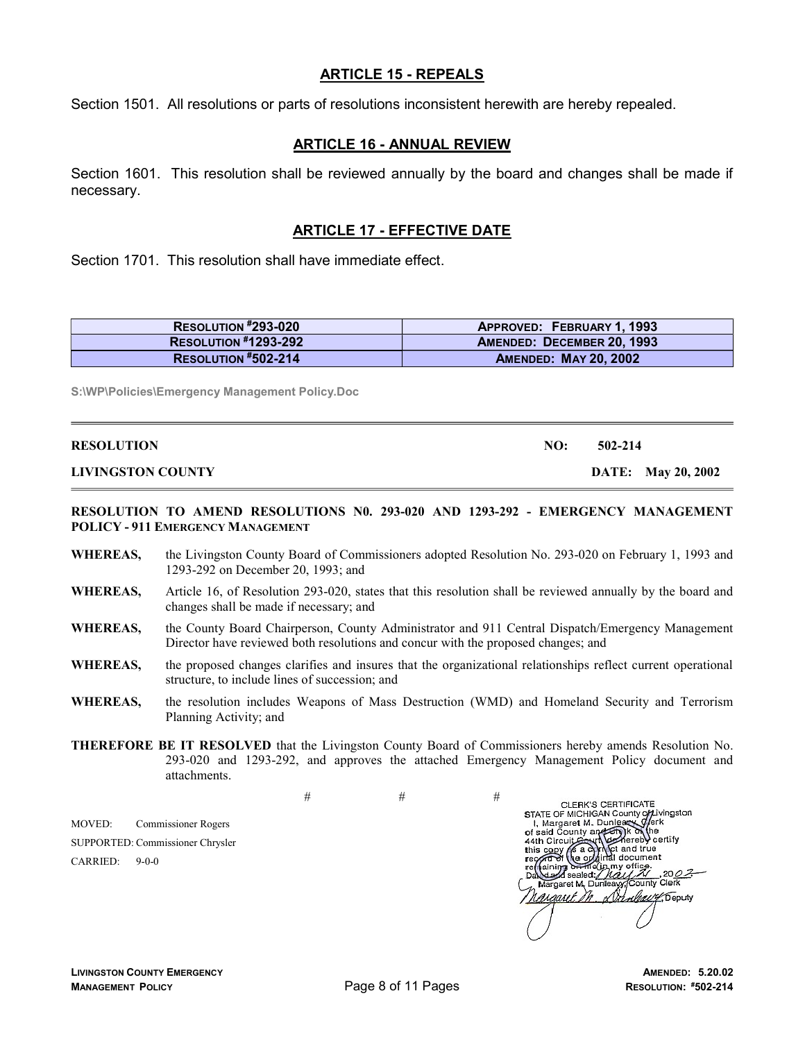## ARTICLE 15 - REPEALS

Section 1501. All resolutions or parts of resolutions inconsistent herewith are hereby repealed.

## ARTICLE 16 - ANNUAL REVIEW

Section 1601. This resolution shall be reviewed annually by the board and changes shall be made if necessary.

## ARTICLE 17 - EFFECTIVE DATE

Section 1701. This resolution shall have immediate effect.

| RESOLUTION #293-020 | APPROVED: FEBRUARY 1, 1993 |
|---|---|
| RESOLUTION #1293-292 | AMENDED: DECEMBER 20, 1993 |
| RESOLUTION #502-214 | AMENDED: MAY 20, 2002 |

S:\WP\Policies\Emergency Management Policy.Doc

---

**RESOLUTION** **NO: 502-214**

**LIVINGSTON COUNTY** **DATE: May 20, 2002**

---

**RESOLUTION TO AMEND RESOLUTIONS N0. 293-020 AND 1293-292 - EMERGENCY MANAGEMENT POLICY - 911 EMERGENCY MANAGEMENT**

**WHEREAS,** the Livingston County Board of Commissioners adopted Resolution No. 293-020 on February 1, 1993 and 1293-292 on December 20, 1993; and

**WHEREAS,** Article 16, of Resolution 293-020, states that this resolution shall be reviewed annually by the board and changes shall be made if necessary; and

**WHEREAS,** the County Board Chairperson, County Administrator and 911 Central Dispatch/Emergency Management Director have reviewed both resolutions and concur with the proposed changes; and

**WHEREAS,** the proposed changes clarifies and insures that the organizational relationships reflect current operational structure, to include lines of succession; and

**WHEREAS,** the resolution includes Weapons of Mass Destruction (WMD) and Homeland Security and Terrorism Planning Activity; and

**THEREFORE BE IT RESOLVED** that the Livingston County Board of Commissioners hereby amends Resolution No. 293-020 and 1293-292, and approves the attached Emergency Management Policy document and attachments.

# # #

MOVED: Commissioner Rogers

SUPPORTED: Commissioner Chrysler

CARRIED: 9-0-0

CLERK'S CERTIFICATE
STATE OF MICHIGAN County of Livingston
I, Margaret M. Dunleavy, Clerk of said County and Clerk of the 44th Circuit Court, do hereby certify this copy is a correct and true record of the original document remaining on file in my office.
Dated and sealed: May 21, 2002
Margaret M. Dunleavy, County Clerk
Margaret M. Dunleavy, Deputy

COPY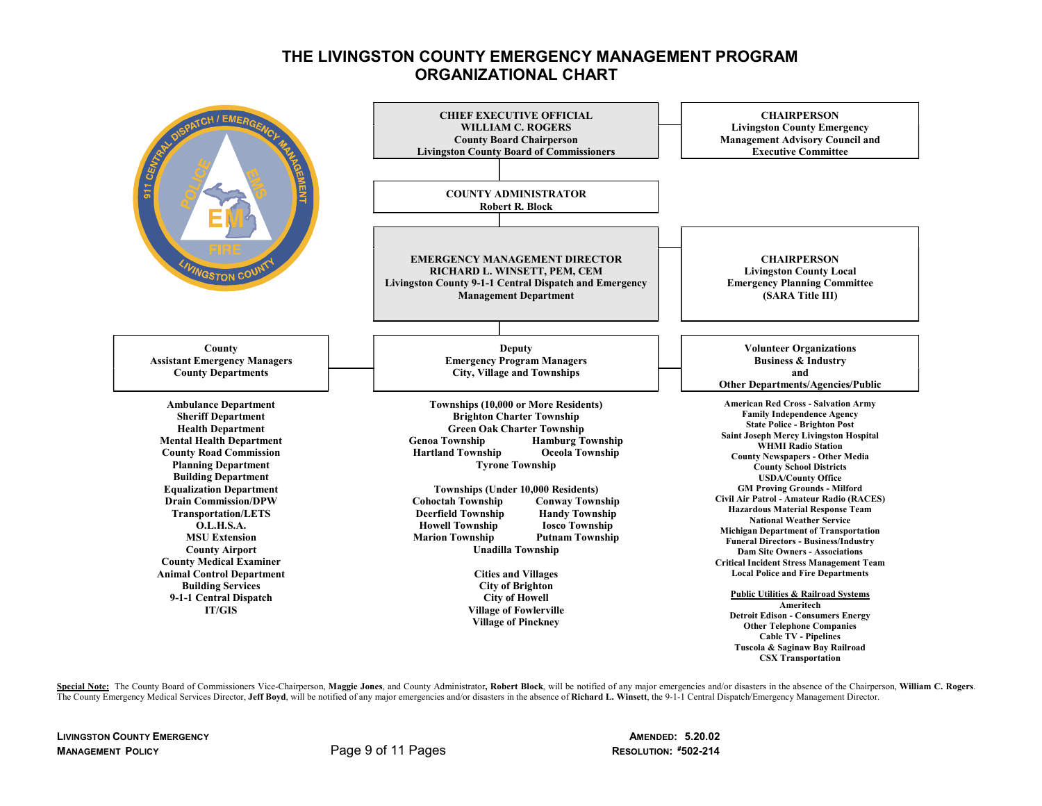# THE LIVINGSTON COUNTY EMERGENCY MANAGEMENT PROGRAM ORGANIZATIONAL CHART

**CHIEF EXECUTIVE OFFICIAL**
**WILLIAM C. ROGERS**
**County Board Chairperson**
**Livingston County Board of Commissioners**

**CHAIRPERSON**
**Livingston County Emergency Management Advisory Council and Executive Committee**

**COUNTY ADMINISTRATOR**
**Robert R. Block**

**EMERGENCY MANAGEMENT DIRECTOR**
**RICHARD L. WINSETT, PEM, CEM**
**Livingston County 9-1-1 Central Dispatch and Emergency Management Department**

**CHAIRPERSON**
**Livingston County Local Emergency Planning Committee (SARA Title III)**

---

**County Assistant Emergency Managers — County Departments**

- Ambulance Department
- Sheriff Department
- Health Department
- Mental Health Department
- County Road Commission
- Planning Department
- Building Department
- Equalization Department
- Drain Commission/DPW
- Transportation/LETS
- O.L.H.S.A.
- MSU Extension
- County Airport
- County Medical Examiner
- Animal Control Department
- Building Services
- 9-1-1 Central Dispatch
- IT/GIS

**Deputy Emergency Program Managers — City, Village and Townships**

**Townships (10,000 or More Residents)**

- Brighton Charter Township
- Green Oak Charter Township
- Genoa Township
- Hamburg Township
- Hartland Township
- Oceola Township
- Tyrone Township

**Townships (Under 10,000 Residents)**

- Cohoctah Township
- Conway Township
- Deerfield Township
- Handy Township
- Howell Township
- Iosco Township
- Marion Township
- Putnam Township
- Unadilla Township

**Cities and Villages**

- City of Brighton
- City of Howell
- Village of Fowlerville
- Village of Pinckney

**Volunteer Organizations, Business & Industry and Other Departments/Agencies/Public**

- American Red Cross - Salvation Army
- Family Independence Agency
- State Police - Brighton Post
- Saint Joseph Mercy Livingston Hospital
- WHMI Radio Station
- County Newspapers - Other Media
- County School Districts
- USDA/County Office
- GM Proving Grounds - Milford
- Civil Air Patrol - Amateur Radio (RACES)
- Hazardous Material Response Team
- National Weather Service
- Michigan Department of Transportation
- Funeral Directors - Business/Industry
- Dam Site Owners - Associations
- Critical Incident Stress Management Team
- Local Police and Fire Departments

**Public Utilities & Railroad Systems**

- Ameritech
- Detroit Edison - Consumers Energy
- Other Telephone Companies
- Cable TV - Pipelines
- Tuscola & Saginaw Bay Railroad
- CSX Transportation

---

**Special Note:** The County Board of Commissioners Vice-Chairperson, **Maggie Jones**, and County Administrator**, Robert Block**, will be notified of any major emergencies and/or disasters in the absence of the Chairperson, **William C. Rogers**. The County Emergency Medical Services Director, **Jeff Boyd**, will be notified of any major emergencies and/or disasters in the absence of **Richard L. Winsett**, the 9-1-1 Central Dispatch/Emergency Management Director.

**AMENDED: 5.20.02**
**RESOLUTION: #502-214**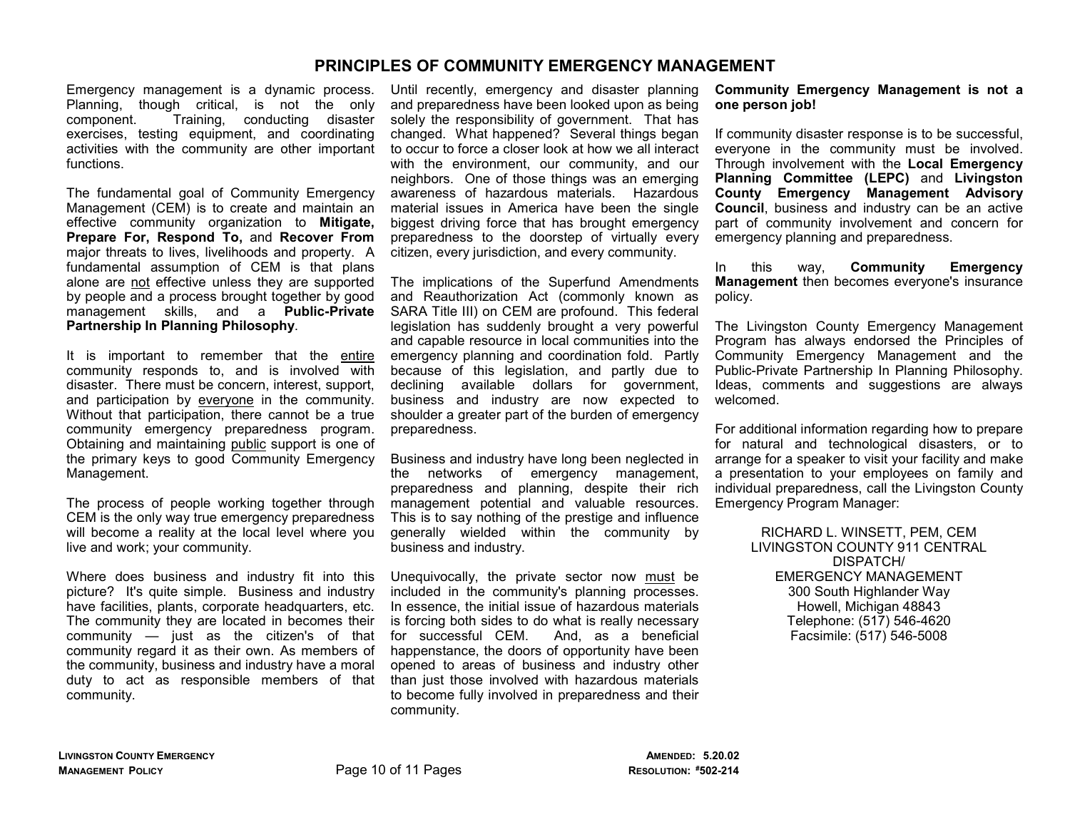# PRINCIPLES OF COMMUNITY EMERGENCY MANAGEMENT

Emergency management is a dynamic process. Planning, though critical, is not the only component. Training, conducting disaster exercises, testing equipment, and coordinating activities with the community are other important functions.

The fundamental goal of Community Emergency Management (CEM) is to create and maintain an effective community organization to **Mitigate, Prepare For, Respond To,** and **Recover From** major threats to lives, livelihoods and property. A fundamental assumption of CEM is that plans alone are not effective unless they are supported by people and a process brought together by good management skills, and a **Public-Private Partnership In Planning Philosophy**.

It is important to remember that the entire community responds to, and is involved with disaster. There must be concern, interest, support, and participation by everyone in the community. Without that participation, there cannot be a true community emergency preparedness program. Obtaining and maintaining public support is one of the primary keys to good Community Emergency Management.

The process of people working together through CEM is the only way true emergency preparedness will become a reality at the local level where you live and work; your community.

Where does business and industry fit into this picture? It's quite simple. Business and industry have facilities, plants, corporate headquarters, etc. The community they are located in becomes their community — just as the citizen's of that community regard it as their own. As members of the community, business and industry have a moral duty to act as responsible members of that community.

Until recently, emergency and disaster planning and preparedness have been looked upon as being solely the responsibility of government. That has changed. What happened? Several things began to occur to force a closer look at how we all interact with the environment, our community, and our neighbors. One of those things was an emerging awareness of hazardous materials. Hazardous material issues in America have been the single biggest driving force that has brought emergency preparedness to the doorstep of virtually every citizen, every jurisdiction, and every community.

The implications of the Superfund Amendments and Reauthorization Act (commonly known as SARA Title III) on CEM are profound. This federal legislation has suddenly brought a very powerful and capable resource in local communities into the emergency planning and coordination fold. Partly because of this legislation, and partly due to declining available dollars for government, business and industry are now expected to shoulder a greater part of the burden of emergency preparedness.

Business and industry have long been neglected in the networks of emergency management, preparedness and planning, despite their rich management potential and valuable resources. This is to say nothing of the prestige and influence generally wielded within the community by business and industry.

Unequivocally, the private sector now must be included in the community's planning processes. In essence, the initial issue of hazardous materials is forcing both sides to do what is really necessary for successful CEM. And, as a beneficial happenstance, the doors of opportunity have been opened to areas of business and industry other than just those involved with hazardous materials to become fully involved in preparedness and their community.

**Community Emergency Management is not a one person job!**

If community disaster response is to be successful, everyone in the community must be involved. Through involvement with the **Local Emergency Planning Committee (LEPC)** and **Livingston County Emergency Management Advisory Council**, business and industry can be an active part of community involvement and concern for emergency planning and preparedness.

In this way, **Community Emergency Management** then becomes everyone's insurance policy.

The Livingston County Emergency Management Program has always endorsed the Principles of Community Emergency Management and the Public-Private Partnership In Planning Philosophy. Ideas, comments and suggestions are always welcomed.

For additional information regarding how to prepare for natural and technological disasters, or to arrange for a speaker to visit your facility and make a presentation to your employees on family and individual preparedness, call the Livingston County Emergency Program Manager:

RICHARD L. WINSETT, PEM, CEM
LIVINGSTON COUNTY 911 CENTRAL DISPATCH/
EMERGENCY MANAGEMENT
300 South Highlander Way
Howell, Michigan 48843
Telephone: (517) 546-4620
Facsimile: (517) 546-5008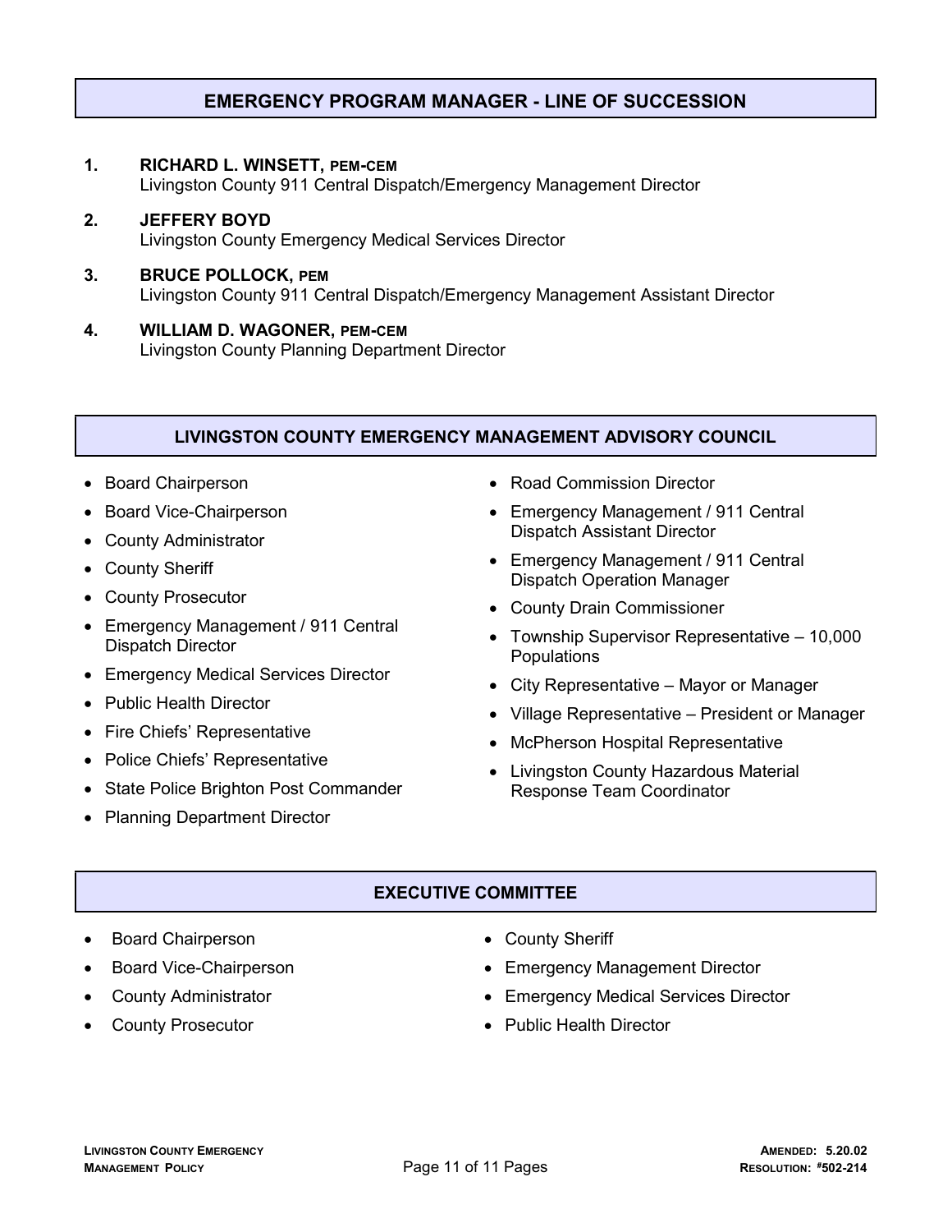## EMERGENCY PROGRAM MANAGER - LINE OF SUCCESSION

1. **RICHARD L. WINSETT, PEM-CEM**
   Livingston County 911 Central Dispatch/Emergency Management Director

2. **JEFFERY BOYD**
   Livingston County Emergency Medical Services Director

3. **BRUCE POLLOCK, PEM**
   Livingston County 911 Central Dispatch/Emergency Management Assistant Director

4. **WILLIAM D. WAGONER, PEM-CEM**
   Livingston County Planning Department Director

## LIVINGSTON COUNTY EMERGENCY MANAGEMENT ADVISORY COUNCIL

- Board Chairperson
- Board Vice-Chairperson
- County Administrator
- County Sheriff
- County Prosecutor
- Emergency Management / 911 Central Dispatch Director
- Emergency Medical Services Director
- Public Health Director
- Fire Chiefs' Representative
- Police Chiefs' Representative
- State Police Brighton Post Commander
- Planning Department Director
- Road Commission Director
- Emergency Management / 911 Central Dispatch Assistant Director
- Emergency Management / 911 Central Dispatch Operation Manager
- County Drain Commissioner
- Township Supervisor Representative – 10,000 Populations
- City Representative – Mayor or Manager
- Village Representative – President or Manager
- McPherson Hospital Representative
- Livingston County Hazardous Material Response Team Coordinator

## EXECUTIVE COMMITTEE

- Board Chairperson
- Board Vice-Chairperson
- County Administrator
- County Prosecutor
- County Sheriff
- Emergency Management Director
- Emergency Medical Services Director
- Public Health Director

AMENDED: 5.20.02
RESOLUTION: #502-214